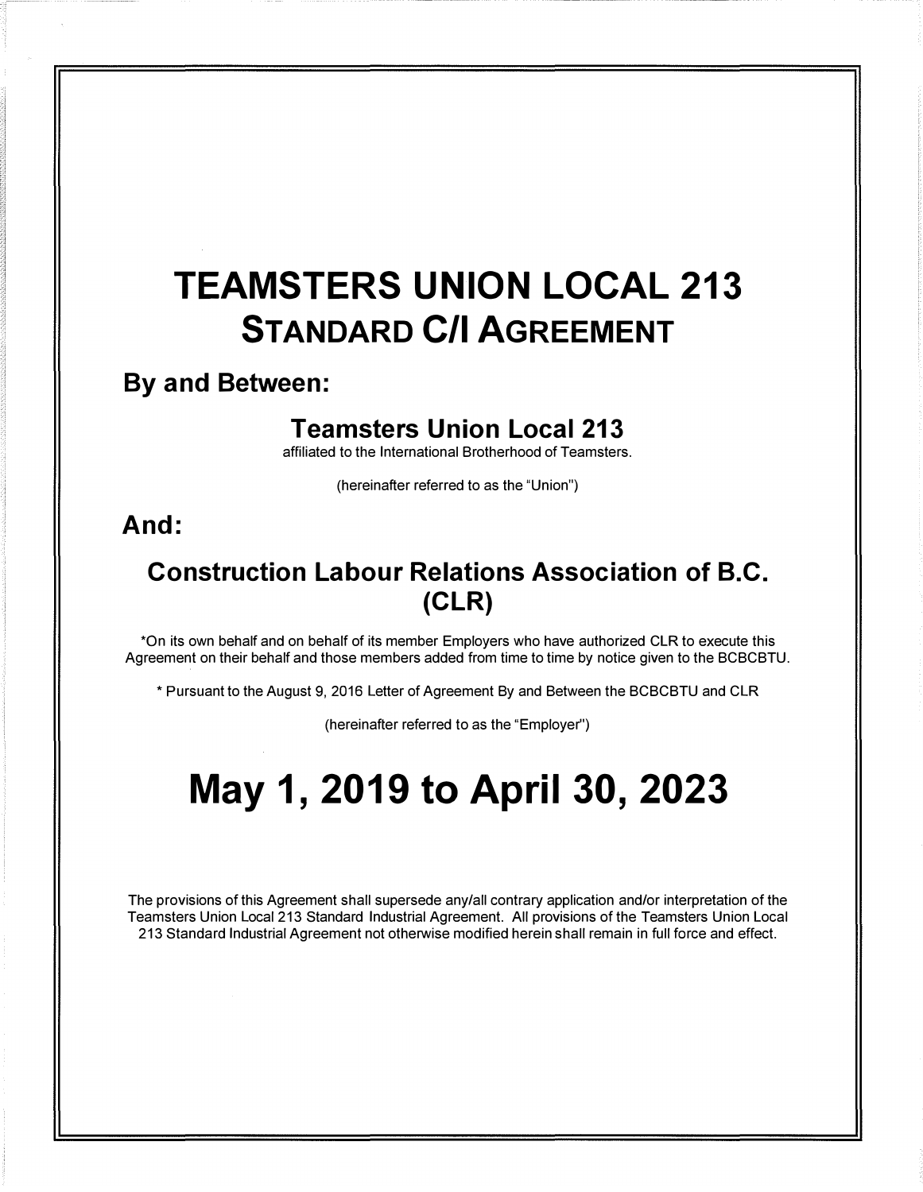# TEAMSTERS UNION LOCAL 213
## STANDARD C/I AGREEMENT

**By and Between:**

**Teamsters Union Local 213**
affiliated to the International Brotherhood of Teamsters.

(hereinafter referred to as the "Union")

**And:**

**Construction Labour Relations Association of B.C. (CLR)**

*On its own behalf and on behalf of its member Employers who have authorized CLR to execute this Agreement on their behalf and those members added from time to time by notice given to the BCBCBTU.

* Pursuant to the August 9, 2016 Letter of Agreement By and Between the BCBCBTU and CLR

(hereinafter referred to as the "Employer")

# May 1, 2019 to April 30, 2023

The provisions of this Agreement shall supersede any/all contrary application and/or interpretation of the Teamsters Union Local 213 Standard Industrial Agreement. All provisions of the Teamsters Union Local 213 Standard Industrial Agreement not otherwise modified herein shall remain in full force and effect.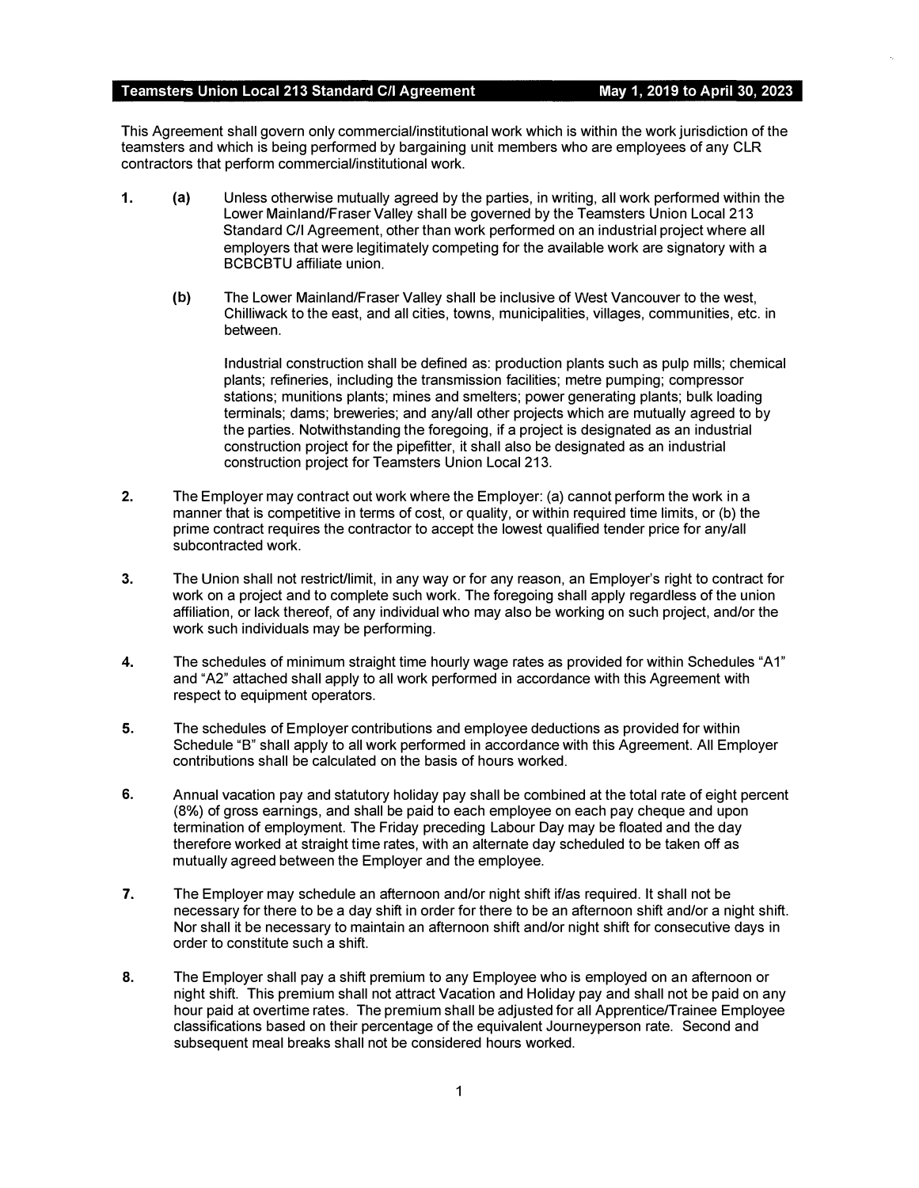This Agreement shall govern only commercial/institutional work which is within the work jurisdiction of the teamsters and which is being performed by bargaining unit members who are employees of any CLR contractors that perform commercial/institutional work.

1. (a) Unless otherwise mutually agreed by the parties, in writing, all work performed within the Lower Mainland/Fraser Valley shall be governed by the Teamsters Union Local 213 Standard C/I Agreement, other than work performed on an industrial project where all employers that were legitimately competing for the available work are signatory with a BCBCBTU affiliate union.

   (b) The Lower Mainland/Fraser Valley shall be inclusive of West Vancouver to the west, Chilliwack to the east, and all cities, towns, municipalities, villages, communities, etc. in between.

   Industrial construction shall be defined as: production plants such as pulp mills; chemical plants; refineries, including the transmission facilities; metre pumping; compressor stations; munitions plants; mines and smelters; power generating plants; bulk loading terminals; dams; breweries; and any/all other projects which are mutually agreed to by the parties. Notwithstanding the foregoing, if a project is designated as an industrial construction project for the pipefitter, it shall also be designated as an industrial construction project for Teamsters Union Local 213.

2. The Employer may contract out work where the Employer: (a) cannot perform the work in a manner that is competitive in terms of cost, or quality, or within required time limits, or (b) the prime contract requires the contractor to accept the lowest qualified tender price for any/all subcontracted work.

3. The Union shall not restrict/limit, in any way or for any reason, an Employer's right to contract for work on a project and to complete such work. The foregoing shall apply regardless of the union affiliation, or lack thereof, of any individual who may also be working on such project, and/or the work such individuals may be performing.

4. The schedules of minimum straight time hourly wage rates as provided for within Schedules "A1" and "A2" attached shall apply to all work performed in accordance with this Agreement with respect to equipment operators.

5. The schedules of Employer contributions and employee deductions as provided for within Schedule "B" shall apply to all work performed in accordance with this Agreement. All Employer contributions shall be calculated on the basis of hours worked.

6. Annual vacation pay and statutory holiday pay shall be combined at the total rate of eight percent (8%) of gross earnings, and shall be paid to each employee on each pay cheque and upon termination of employment. The Friday preceding Labour Day may be floated and the day therefore worked at straight time rates, with an alternate day scheduled to be taken off as mutually agreed between the Employer and the employee.

7. The Employer may schedule an afternoon and/or night shift if/as required. It shall not be necessary for there to be a day shift in order for there to be an afternoon shift and/or a night shift. Nor shall it be necessary to maintain an afternoon shift and/or night shift for consecutive days in order to constitute such a shift.

8. The Employer shall pay a shift premium to any Employee who is employed on an afternoon or night shift. This premium shall not attract Vacation and Holiday pay and shall not be paid on any hour paid at overtime rates. The premium shall be adjusted for all Apprentice/Trainee Employee classifications based on their percentage of the equivalent Journeyperson rate. Second and subsequent meal breaks shall not be considered hours worked.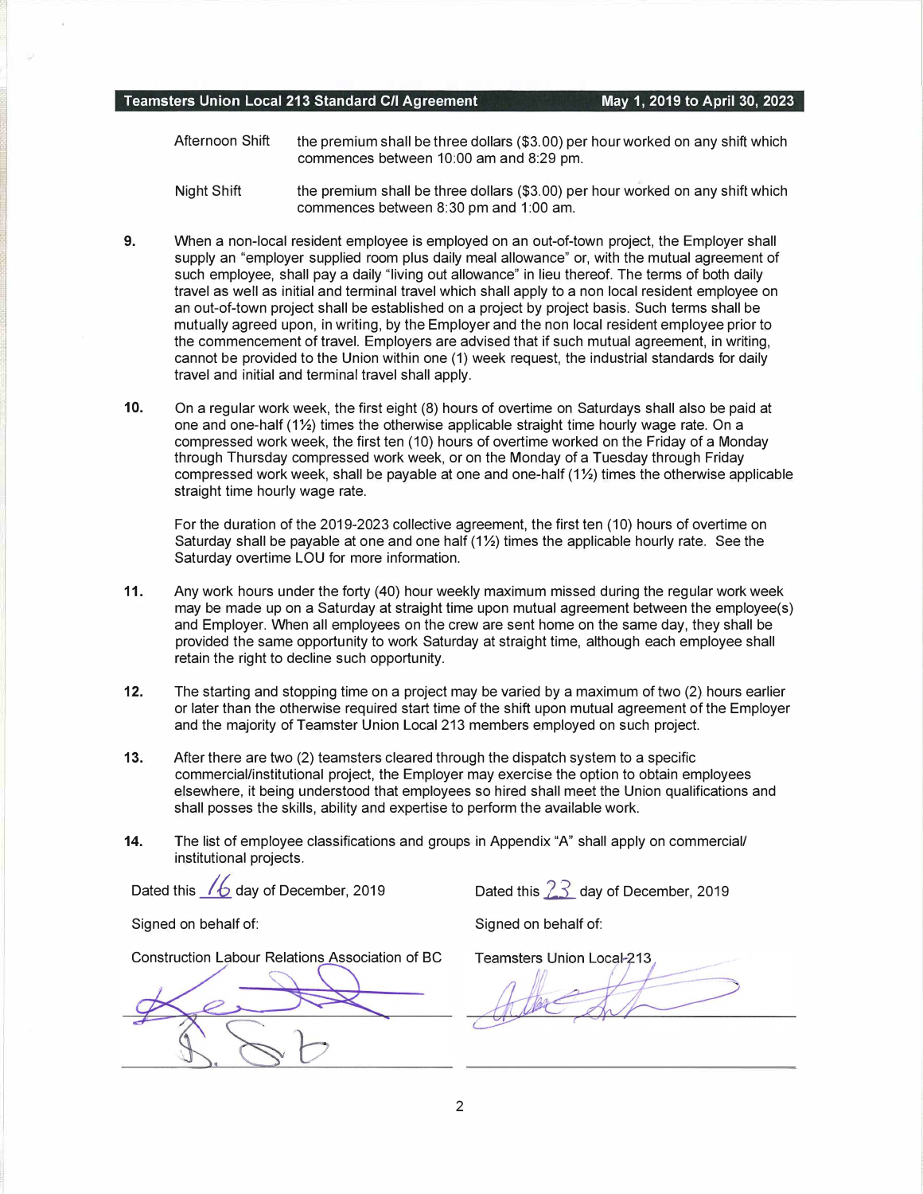| | |
|---|---|
| Afternoon Shift | the premium shall be three dollars ($3.00) per hour worked on any shift which commences between 10:00 am and 8:29 pm. |
| Night Shift | the premium shall be three dollars ($3.00) per hour worked on any shift which commences between 8:30 pm and 1:00 am. |

**9.** When a non-local resident employee is employed on an out-of-town project, the Employer shall supply an "employer supplied room plus daily meal allowance" or, with the mutual agreement of such employee, shall pay a daily "living out allowance" in lieu thereof. The terms of both daily travel as well as initial and terminal travel which shall apply to a non local resident employee on an out-of-town project shall be established on a project by project basis. Such terms shall be mutually agreed upon, in writing, by the Employer and the non local resident employee prior to the commencement of travel. Employers are advised that if such mutual agreement, in writing, cannot be provided to the Union within one (1) week request, the industrial standards for daily travel and initial and terminal travel shall apply.

**10.** On a regular work week, the first eight (8) hours of overtime on Saturdays shall also be paid at one and one-half (1½) times the otherwise applicable straight time hourly wage rate. On a compressed work week, the first ten (10) hours of overtime worked on the Friday of a Monday through Thursday compressed work week, or on the Monday of a Tuesday through Friday compressed work week, shall be payable at one and one-half (1½) times the otherwise applicable straight time hourly wage rate.

For the duration of the 2019-2023 collective agreement, the first ten (10) hours of overtime on Saturday shall be payable at one and one half (1½) times the applicable hourly rate. See the Saturday overtime LOU for more information.

**11.** Any work hours under the forty (40) hour weekly maximum missed during the regular work week may be made up on a Saturday at straight time upon mutual agreement between the employee(s) and Employer. When all employees on the crew are sent home on the same day, they shall be provided the same opportunity to work Saturday at straight time, although each employee shall retain the right to decline such opportunity.

**12.** The starting and stopping time on a project may be varied by a maximum of two (2) hours earlier or later than the otherwise required start time of the shift upon mutual agreement of the Employer and the majority of Teamster Union Local 213 members employed on such project.

**13.** After there are two (2) teamsters cleared through the dispatch system to a specific commercial/institutional project, the Employer may exercise the option to obtain employees elsewhere, it being understood that employees so hired shall meet the Union qualifications and shall posses the skills, ability and expertise to perform the available work.

**14.** The list of employee classifications and groups in Appendix "A" shall apply on commercial/institutional projects.

| | |
|---|---|
| Dated this 16 day of December, 2019 | Dated this 23 day of December, 2019 |
| Signed on behalf of: | Signed on behalf of: |
| Construction Labour Relations Association of BC | Teamsters Union Local 213 |
| [signature] | [signature] |
| [signature] | |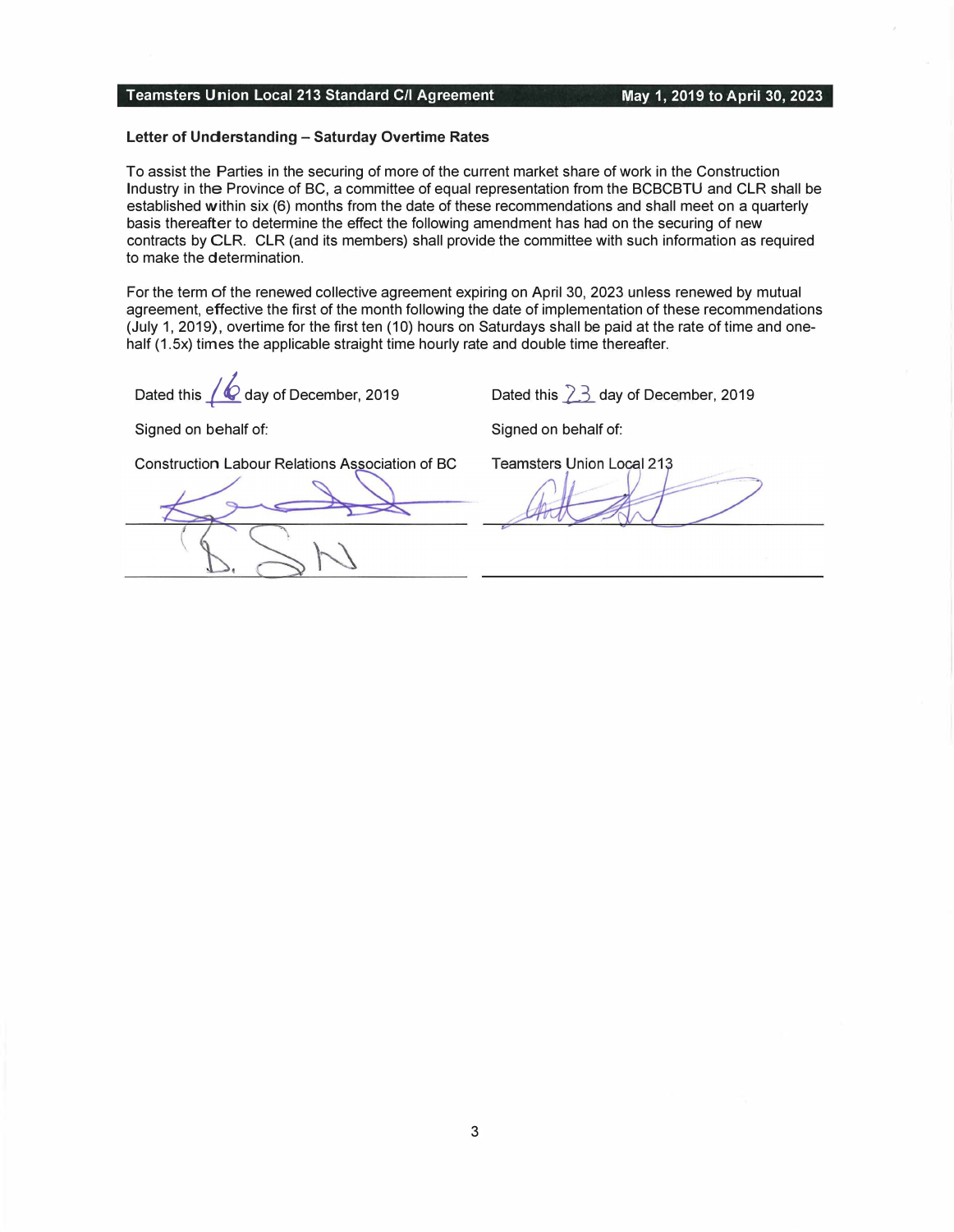### Letter of Understanding – Saturday Overtime Rates

To assist the Parties in the securing of more of the current market share of work in the Construction Industry in the Province of BC, a committee of equal representation from the BCBCBTU and CLR shall be established within six (6) months from the date of these recommendations and shall meet on a quarterly basis thereafter to determine the effect the following amendment has had on the securing of new contracts by CLR. CLR (and its members) shall provide the committee with such information as required to make the determination.

For the term of the renewed collective agreement expiring on April 30, 2023 unless renewed by mutual agreement, effective the first of the month following the date of implementation of these recommendations (July 1, 2019), overtime for the first ten (10) hours on Saturdays shall be paid at the rate of time and one-half (1.5x) times the applicable straight time hourly rate and double time thereafter.

| | |
|---|---|
| Dated this 16 day of December, 2019 | Dated this 23 day of December, 2019 |
| Signed on behalf of: | Signed on behalf of: |
| Construction Labour Relations Association of BC | Teamsters Union Local 213 |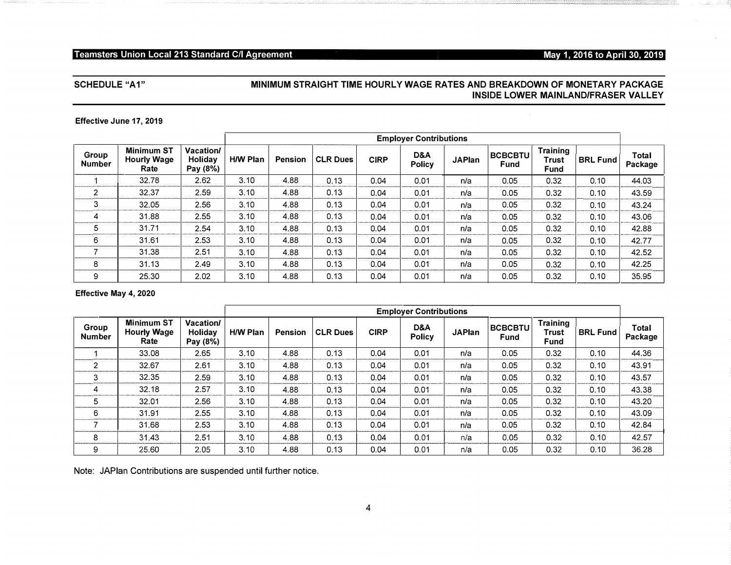## SCHEDULE "A1"

## MINIMUM STRAIGHT TIME HOURLY WAGE RATES AND BREAKDOWN OF MONETARY PACKAGE INSIDE LOWER MAINLAND/FRASER VALLEY

**Effective June 17, 2019**

| Group Number | Minimum ST Hourly Wage Rate | Vacation/ Holiday Pay (8%) | Employer Contributions | | | | | | | | | Total Package |
|---|---|---|---|---|---|---|---|---|---|---|---|---|
| | | | H/W Plan | Pension | CLR Dues | CIRP | D&A Policy | JAPlan | BCBCBTU Fund | Training Trust Fund | BRL Fund | |
| 1 | 32.78 | 2.62 | 3.10 | 4.88 | 0.13 | 0.04 | 0.01 | n/a | 0.05 | 0.32 | 0.10 | 44.03 |
| 2 | 32.37 | 2.59 | 3.10 | 4.88 | 0.13 | 0.04 | 0.01 | n/a | 0.05 | 0.32 | 0.10 | 43.59 |
| 3 | 32.05 | 2.56 | 3.10 | 4.88 | 0.13 | 0.04 | 0.01 | n/a | 0.05 | 0.32 | 0.10 | 43.24 |
| 4 | 31.88 | 2.55 | 3.10 | 4.88 | 0.13 | 0.04 | 0.01 | n/a | 0.05 | 0.32 | 0.10 | 43.06 |
| 5 | 31.71 | 2.54 | 3.10 | 4.88 | 0.13 | 0.04 | 0.01 | n/a | 0.05 | 0.32 | 0.10 | 42.88 |
| 6 | 31.61 | 2.53 | 3.10 | 4.88 | 0.13 | 0.04 | 0.01 | n/a | 0.05 | 0.32 | 0.10 | 42.77 |
| 7 | 31.38 | 2.51 | 3.10 | 4.88 | 0.13 | 0.04 | 0.01 | n/a | 0.05 | 0.32 | 0.10 | 42.52 |
| 8 | 31.13 | 2.49 | 3.10 | 4.88 | 0.13 | 0.04 | 0.01 | n/a | 0.05 | 0.32 | 0.10 | 42.25 |
| 9 | 25.30 | 2.02 | 3.10 | 4.88 | 0.13 | 0.04 | 0.01 | n/a | 0.05 | 0.32 | 0.10 | 35.95 |

**Effective May 4, 2020**

| Group Number | Minimum ST Hourly Wage Rate | Vacation/ Holiday Pay (8%) | Employer Contributions | | | | | | | | | Total Package |
|---|---|---|---|---|---|---|---|---|---|---|---|---|
| | | | H/W Plan | Pension | CLR Dues | CIRP | D&A Policy | JAPlan | BCBCBTU Fund | Training Trust Fund | BRL Fund | |
| 1 | 33.08 | 2.65 | 3.10 | 4.88 | 0.13 | 0.04 | 0.01 | n/a | 0.05 | 0.32 | 0.10 | 44.36 |
| 2 | 32.67 | 2.61 | 3.10 | 4.88 | 0.13 | 0.04 | 0.01 | n/a | 0.05 | 0.32 | 0.10 | 43.91 |
| 3 | 32.35 | 2.59 | 3.10 | 4.88 | 0.13 | 0.04 | 0.01 | n/a | 0.05 | 0.32 | 0.10 | 43.57 |
| 4 | 32.18 | 2.57 | 3.10 | 4.88 | 0.13 | 0.04 | 0.01 | n/a | 0.05 | 0.32 | 0.10 | 43.38 |
| 5 | 32.01 | 2.56 | 3.10 | 4.88 | 0.13 | 0.04 | 0.01 | n/a | 0.05 | 0.32 | 0.10 | 43.20 |
| 6 | 31.91 | 2.55 | 3.10 | 4.88 | 0.13 | 0.04 | 0.01 | n/a | 0.05 | 0.32 | 0.10 | 43.09 |
| 7 | 31.68 | 2.53 | 3.10 | 4.88 | 0.13 | 0.04 | 0.01 | n/a | 0.05 | 0.32 | 0.10 | 42.84 |
| 8 | 31.43 | 2.51 | 3.10 | 4.88 | 0.13 | 0.04 | 0.01 | n/a | 0.05 | 0.32 | 0.10 | 42.57 |
| 9 | 25.60 | 2.05 | 3.10 | 4.88 | 0.13 | 0.04 | 0.01 | n/a | 0.05 | 0.32 | 0.10 | 36.28 |

Note: JAPlan Contributions are suspended until further notice.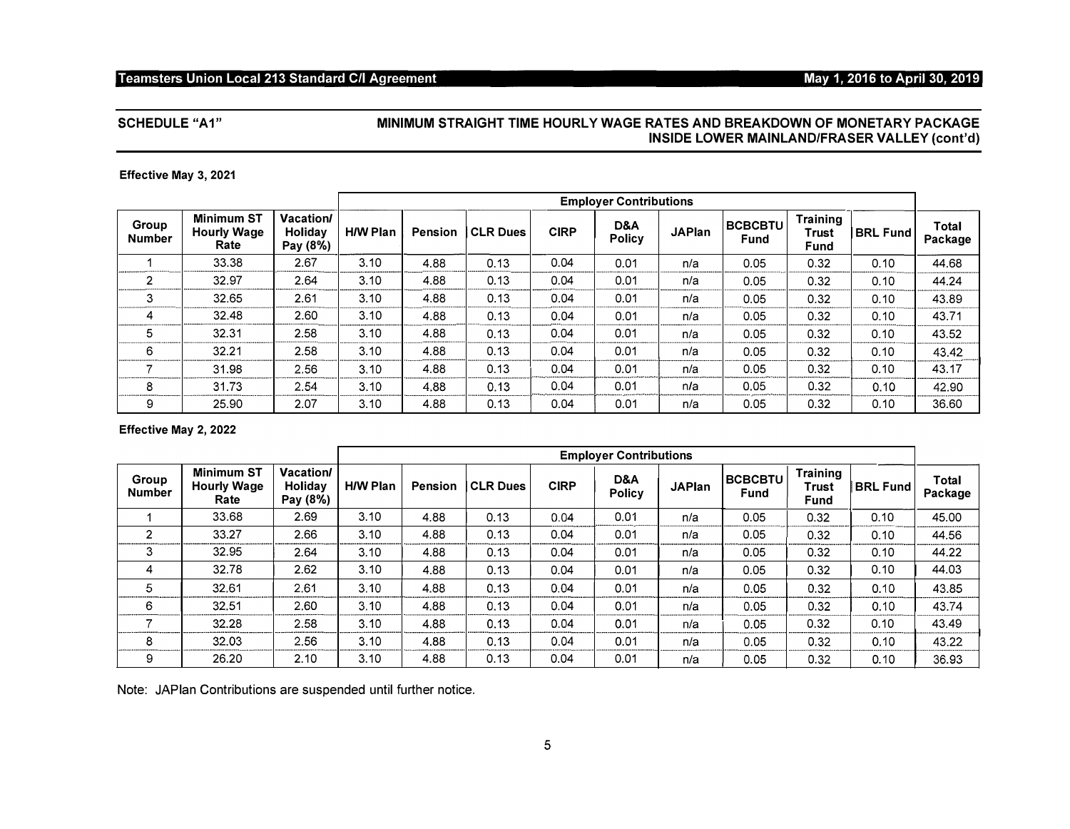## SCHEDULE "A1"

## MINIMUM STRAIGHT TIME HOURLY WAGE RATES AND BREAKDOWN OF MONETARY PACKAGE INSIDE LOWER MAINLAND/FRASER VALLEY (cont'd)

**Effective May 3, 2021**

| | | | Employer Contributions | | | | | | | | | |
|---|---|---|---|---|---|---|---|---|---|---|---|---|
| **Group Number** | **Minimum ST Hourly Wage Rate** | **Vacation/ Holiday Pay (8%)** | **H/W Plan** | **Pension** | **CLR Dues** | **CIRP** | **D&A Policy** | **JAPlan** | **BCBCBTU Fund** | **Training Trust Fund** | **BRL Fund** | **Total Package** |
| 1 | 33.38 | 2.67 | 3.10 | 4.88 | 0.13 | 0.04 | 0.01 | n/a | 0.05 | 0.32 | 0.10 | 44.68 |
| 2 | 32.97 | 2.64 | 3.10 | 4.88 | 0.13 | 0.04 | 0.01 | n/a | 0.05 | 0.32 | 0.10 | 44.24 |
| 3 | 32.65 | 2.61 | 3.10 | 4.88 | 0.13 | 0.04 | 0.01 | n/a | 0.05 | 0.32 | 0.10 | 43.89 |
| 4 | 32.48 | 2.60 | 3.10 | 4.88 | 0.13 | 0.04 | 0.01 | n/a | 0.05 | 0.32 | 0.10 | 43.71 |
| 5 | 32.31 | 2.58 | 3.10 | 4.88 | 0.13 | 0.04 | 0.01 | n/a | 0.05 | 0.32 | 0.10 | 43.52 |
| 6 | 32.21 | 2.58 | 3.10 | 4.88 | 0.13 | 0.04 | 0.01 | n/a | 0.05 | 0.32 | 0.10 | 43.42 |
| 7 | 31.98 | 2.56 | 3.10 | 4.88 | 0.13 | 0.04 | 0.01 | n/a | 0.05 | 0.32 | 0.10 | 43.17 |
| 8 | 31.73 | 2.54 | 3.10 | 4.88 | 0.13 | 0.04 | 0.01 | n/a | 0.05 | 0.32 | 0.10 | 42.90 |
| 9 | 25.90 | 2.07 | 3.10 | 4.88 | 0.13 | 0.04 | 0.01 | n/a | 0.05 | 0.32 | 0.10 | 36.60 |

**Effective May 2, 2022**

| | | | Employer Contributions | | | | | | | | | |
|---|---|---|---|---|---|---|---|---|---|---|---|---|
| **Group Number** | **Minimum ST Hourly Wage Rate** | **Vacation/ Holiday Pay (8%)** | **H/W Plan** | **Pension** | **CLR Dues** | **CIRP** | **D&A Policy** | **JAPlan** | **BCBCBTU Fund** | **Training Trust Fund** | **BRL Fund** | **Total Package** |
| 1 | 33.68 | 2.69 | 3.10 | 4.88 | 0.13 | 0.04 | 0.01 | n/a | 0.05 | 0.32 | 0.10 | 45.00 |
| 2 | 33.27 | 2.66 | 3.10 | 4.88 | 0.13 | 0.04 | 0.01 | n/a | 0.05 | 0.32 | 0.10 | 44.56 |
| 3 | 32.95 | 2.64 | 3.10 | 4.88 | 0.13 | 0.04 | 0.01 | n/a | 0.05 | 0.32 | 0.10 | 44.22 |
| 4 | 32.78 | 2.62 | 3.10 | 4.88 | 0.13 | 0.04 | 0.01 | n/a | 0.05 | 0.32 | 0.10 | 44.03 |
| 5 | 32.61 | 2.61 | 3.10 | 4.88 | 0.13 | 0.04 | 0.01 | n/a | 0.05 | 0.32 | 0.10 | 43.85 |
| 6 | 32.51 | 2.60 | 3.10 | 4.88 | 0.13 | 0.04 | 0.01 | n/a | 0.05 | 0.32 | 0.10 | 43.74 |
| 7 | 32.28 | 2.58 | 3.10 | 4.88 | 0.13 | 0.04 | 0.01 | n/a | 0.05 | 0.32 | 0.10 | 43.49 |
| 8 | 32.03 | 2.56 | 3.10 | 4.88 | 0.13 | 0.04 | 0.01 | n/a | 0.05 | 0.32 | 0.10 | 43.22 |
| 9 | 26.20 | 2.10 | 3.10 | 4.88 | 0.13 | 0.04 | 0.01 | n/a | 0.05 | 0.32 | 0.10 | 36.93 |

Note: JAPlan Contributions are suspended until further notice.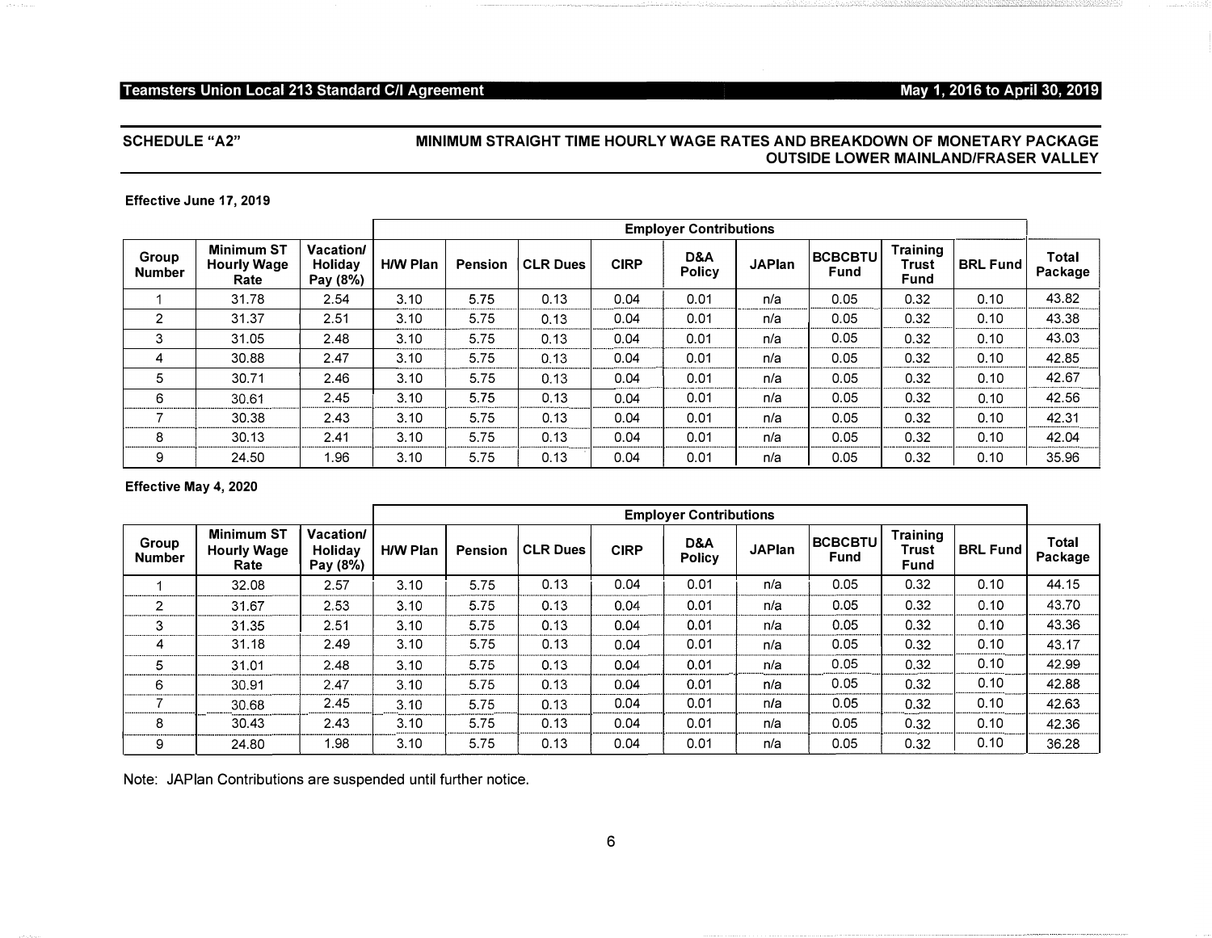## SCHEDULE "A2" MINIMUM STRAIGHT TIME HOURLY WAGE RATES AND BREAKDOWN OF MONETARY PACKAGE OUTSIDE LOWER MAINLAND/FRASER VALLEY

**Effective June 17, 2019**

| | | | Employer Contributions | | | | | | | | | |
|---|---|---|---|---|---|---|---|---|---|---|---|---|
| **Group Number** | **Minimum ST Hourly Wage Rate** | **Vacation/ Holiday Pay (8%)** | **H/W Plan** | **Pension** | **CLR Dues** | **CIRP** | **D&A Policy** | **JAPlan** | **BCBCBTU Fund** | **Training Trust Fund** | **BRL Fund** | **Total Package** |
| 1 | 31.78 | 2.54 | 3.10 | 5.75 | 0.13 | 0.04 | 0.01 | n/a | 0.05 | 0.32 | 0.10 | 43.82 |
| 2 | 31.37 | 2.51 | 3.10 | 5.75 | 0.13 | 0.04 | 0.01 | n/a | 0.05 | 0.32 | 0.10 | 43.38 |
| 3 | 31.05 | 2.48 | 3.10 | 5.75 | 0.13 | 0.04 | 0.01 | n/a | 0.05 | 0.32 | 0.10 | 43.03 |
| 4 | 30.88 | 2.47 | 3.10 | 5.75 | 0.13 | 0.04 | 0.01 | n/a | 0.05 | 0.32 | 0.10 | 42.85 |
| 5 | 30.71 | 2.46 | 3.10 | 5.75 | 0.13 | 0.04 | 0.01 | n/a | 0.05 | 0.32 | 0.10 | 42.67 |
| 6 | 30.61 | 2.45 | 3.10 | 5.75 | 0.13 | 0.04 | 0.01 | n/a | 0.05 | 0.32 | 0.10 | 42.56 |
| 7 | 30.38 | 2.43 | 3.10 | 5.75 | 0.13 | 0.04 | 0.01 | n/a | 0.05 | 0.32 | 0.10 | 42.31 |
| 8 | 30.13 | 2.41 | 3.10 | 5.75 | 0.13 | 0.04 | 0.01 | n/a | 0.05 | 0.32 | 0.10 | 42.04 |
| 9 | 24.50 | 1.96 | 3.10 | 5.75 | 0.13 | 0.04 | 0.01 | n/a | 0.05 | 0.32 | 0.10 | 35.96 |

**Effective May 4, 2020**

| | | | Employer Contributions | | | | | | | | | |
|---|---|---|---|---|---|---|---|---|---|---|---|---|
| **Group Number** | **Minimum ST Hourly Wage Rate** | **Vacation/ Holiday Pay (8%)** | **H/W Plan** | **Pension** | **CLR Dues** | **CIRP** | **D&A Policy** | **JAPlan** | **BCBCBTU Fund** | **Training Trust Fund** | **BRL Fund** | **Total Package** |
| 1 | 32.08 | 2.57 | 3.10 | 5.75 | 0.13 | 0.04 | 0.01 | n/a | 0.05 | 0.32 | 0.10 | 44.15 |
| 2 | 31.67 | 2.53 | 3.10 | 5.75 | 0.13 | 0.04 | 0.01 | n/a | 0.05 | 0.32 | 0.10 | 43.70 |
| 3 | 31.35 | 2.51 | 3.10 | 5.75 | 0.13 | 0.04 | 0.01 | n/a | 0.05 | 0.32 | 0.10 | 43.36 |
| 4 | 31.18 | 2.49 | 3.10 | 5.75 | 0.13 | 0.04 | 0.01 | n/a | 0.05 | 0.32 | 0.10 | 43.17 |
| 5 | 31.01 | 2.48 | 3.10 | 5.75 | 0.13 | 0.04 | 0.01 | n/a | 0.05 | 0.32 | 0.10 | 42.99 |
| 6 | 30.91 | 2.47 | 3.10 | 5.75 | 0.13 | 0.04 | 0.01 | n/a | 0.05 | 0.32 | 0.10 | 42.88 |
| 7 | 30.68 | 2.45 | 3.10 | 5.75 | 0.13 | 0.04 | 0.01 | n/a | 0.05 | 0.32 | 0.10 | 42.63 |
| 8 | 30.43 | 2.43 | 3.10 | 5.75 | 0.13 | 0.04 | 0.01 | n/a | 0.05 | 0.32 | 0.10 | 42.36 |
| 9 | 24.80 | 1.98 | 3.10 | 5.75 | 0.13 | 0.04 | 0.01 | n/a | 0.05 | 0.32 | 0.10 | 36.28 |

Note: JAPlan Contributions are suspended until further notice.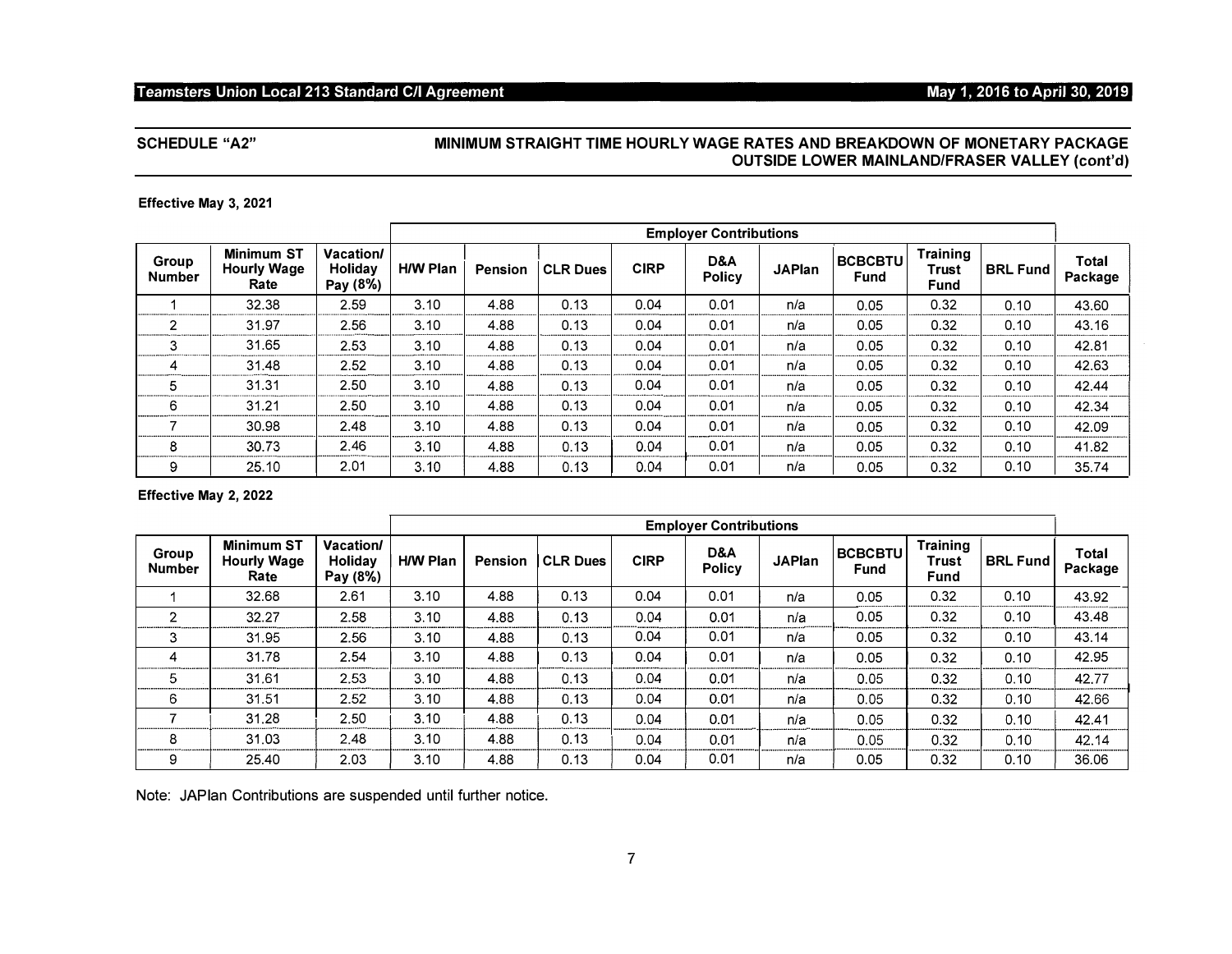## SCHEDULE "A2"

## MINIMUM STRAIGHT TIME HOURLY WAGE RATES AND BREAKDOWN OF MONETARY PACKAGE OUTSIDE LOWER MAINLAND/FRASER VALLEY (cont'd)

**Effective May 3, 2021**

| | | | Employer Contributions | | | | | | | | | |
|---|---|---|---|---|---|---|---|---|---|---|---|---|
| Group Number | Minimum ST Hourly Wage Rate | Vacation/ Holiday Pay (8%) | H/W Plan | Pension | CLR Dues | CIRP | D&A Policy | JAPlan | BCBCBTU Fund | Training Trust Fund | BRL Fund | Total Package |
| 1 | 32.38 | 2.59 | 3.10 | 4.88 | 0.13 | 0.04 | 0.01 | n/a | 0.05 | 0.32 | 0.10 | 43.60 |
| 2 | 31.97 | 2.56 | 3.10 | 4.88 | 0.13 | 0.04 | 0.01 | n/a | 0.05 | 0.32 | 0.10 | 43.16 |
| 3 | 31.65 | 2.53 | 3.10 | 4.88 | 0.13 | 0.04 | 0.01 | n/a | 0.05 | 0.32 | 0.10 | 42.81 |
| 4 | 31.48 | 2.52 | 3.10 | 4.88 | 0.13 | 0.04 | 0.01 | n/a | 0.05 | 0.32 | 0.10 | 42.63 |
| 5 | 31.31 | 2.50 | 3.10 | 4.88 | 0.13 | 0.04 | 0.01 | n/a | 0.05 | 0.32 | 0.10 | 42.44 |
| 6 | 31.21 | 2.50 | 3.10 | 4.88 | 0.13 | 0.04 | 0.01 | n/a | 0.05 | 0.32 | 0.10 | 42.34 |
| 7 | 30.98 | 2.48 | 3.10 | 4.88 | 0.13 | 0.04 | 0.01 | n/a | 0.05 | 0.32 | 0.10 | 42.09 |
| 8 | 30.73 | 2.46 | 3.10 | 4.88 | 0.13 | 0.04 | 0.01 | n/a | 0.05 | 0.32 | 0.10 | 41.82 |
| 9 | 25.10 | 2.01 | 3.10 | 4.88 | 0.13 | 0.04 | 0.01 | n/a | 0.05 | 0.32 | 0.10 | 35.74 |

**Effective May 2, 2022**

| | | | Employer Contributions | | | | | | | | | |
|---|---|---|---|---|---|---|---|---|---|---|---|---|
| Group Number | Minimum ST Hourly Wage Rate | Vacation/ Holiday Pay (8%) | H/W Plan | Pension | CLR Dues | CIRP | D&A Policy | JAPlan | BCBCBTU Fund | Training Trust Fund | BRL Fund | Total Package |
| 1 | 32.68 | 2.61 | 3.10 | 4.88 | 0.13 | 0.04 | 0.01 | n/a | 0.05 | 0.32 | 0.10 | 43.92 |
| 2 | 32.27 | 2.58 | 3.10 | 4.88 | 0.13 | 0.04 | 0.01 | n/a | 0.05 | 0.32 | 0.10 | 43.48 |
| 3 | 31.95 | 2.56 | 3.10 | 4.88 | 0.13 | 0.04 | 0.01 | n/a | 0.05 | 0.32 | 0.10 | 43.14 |
| 4 | 31.78 | 2.54 | 3.10 | 4.88 | 0.13 | 0.04 | 0.01 | n/a | 0.05 | 0.32 | 0.10 | 42.95 |
| 5 | 31.61 | 2.53 | 3.10 | 4.88 | 0.13 | 0.04 | 0.01 | n/a | 0.05 | 0.32 | 0.10 | 42.77 |
| 6 | 31.51 | 2.52 | 3.10 | 4.88 | 0.13 | 0.04 | 0.01 | n/a | 0.05 | 0.32 | 0.10 | 42.66 |
| 7 | 31.28 | 2.50 | 3.10 | 4.88 | 0.13 | 0.04 | 0.01 | n/a | 0.05 | 0.32 | 0.10 | 42.41 |
| 8 | 31.03 | 2.48 | 3.10 | 4.88 | 0.13 | 0.04 | 0.01 | n/a | 0.05 | 0.32 | 0.10 | 42.14 |
| 9 | 25.40 | 2.03 | 3.10 | 4.88 | 0.13 | 0.04 | 0.01 | n/a | 0.05 | 0.32 | 0.10 | 36.06 |

Note: JAPlan Contributions are suspended until further notice.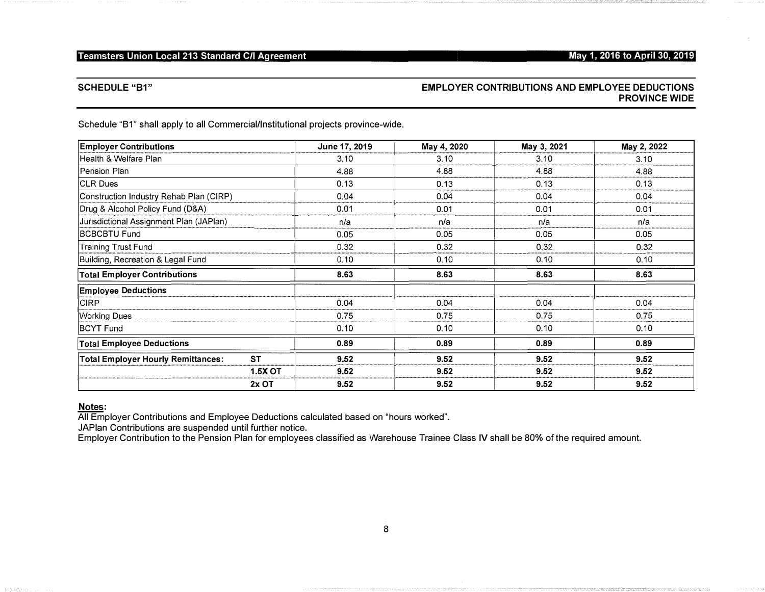## SCHEDULE "B1"

## EMPLOYER CONTRIBUTIONS AND EMPLOYEE DEDUCTIONS PROVINCE WIDE

Schedule "B1" shall apply to all Commercial/Institutional projects province-wide.

| Employer Contributions | | June 17, 2019 | May 4, 2020 | May 3, 2021 | May 2, 2022 |
|---|---|---|---|---|---|
| Health & Welfare Plan | | 3.10 | 3.10 | 3.10 | 3.10 |
| Pension Plan | | 4.88 | 4.88 | 4.88 | 4.88 |
| CLR Dues | | 0.13 | 0.13 | 0.13 | 0.13 |
| Construction Industry Rehab Plan (CIRP) | | 0.04 | 0.04 | 0.04 | 0.04 |
| Drug & Alcohol Policy Fund (D&A) | | 0.01 | 0.01 | 0.01 | 0.01 |
| Jurisdictional Assignment Plan (JAPlan) | | n/a | n/a | n/a | n/a |
| BCBCBTU Fund | | 0.05 | 0.05 | 0.05 | 0.05 |
| Training Trust Fund | | 0.32 | 0.32 | 0.32 | 0.32 |
| Building, Recreation & Legal Fund | | 0.10 | 0.10 | 0.10 | 0.10 |
| **Total Employer Contributions** | | **8.63** | **8.63** | **8.63** | **8.63** |
| **Employee Deductions** | | | | | |
| CIRP | | 0.04 | 0.04 | 0.04 | 0.04 |
| Working Dues | | 0.75 | 0.75 | 0.75 | 0.75 |
| BCYT Fund | | 0.10 | 0.10 | 0.10 | 0.10 |
| **Total Employee Deductions** | | **0.89** | **0.89** | **0.89** | **0.89** |
| **Total Employer Hourly Remittances:** | **ST** | **9.52** | **9.52** | **9.52** | **9.52** |
| | **1.5X OT** | **9.52** | **9.52** | **9.52** | **9.52** |
| | **2x OT** | **9.52** | **9.52** | **9.52** | **9.52** |

**Notes:**

All Employer Contributions and Employee Deductions calculated based on "hours worked".

JAPlan Contributions are suspended until further notice.

Employer Contribution to the Pension Plan for employees classified as Warehouse Trainee Class IV shall be 80% of the required amount.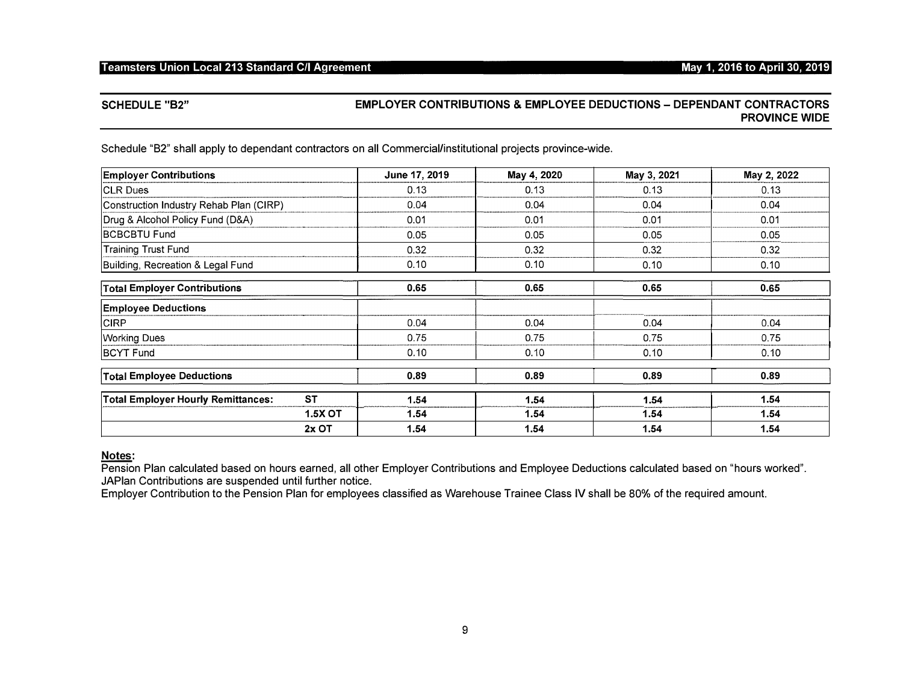## SCHEDULE "B2"

## EMPLOYER CONTRIBUTIONS & EMPLOYEE DEDUCTIONS – DEPENDANT CONTRACTORS PROVINCE WIDE

Schedule "B2" shall apply to dependant contractors on all Commercial/institutional projects province-wide.

| Employer Contributions | | June 17, 2019 | May 4, 2020 | May 3, 2021 | May 2, 2022 |
|---|---|---|---|---|---|
| CLR Dues | | 0.13 | 0.13 | 0.13 | 0.13 |
| Construction Industry Rehab Plan (CIRP) | | 0.04 | 0.04 | 0.04 | 0.04 |
| Drug & Alcohol Policy Fund (D&A) | | 0.01 | 0.01 | 0.01 | 0.01 |
| BCBCBTU Fund | | 0.05 | 0.05 | 0.05 | 0.05 |
| Training Trust Fund | | 0.32 | 0.32 | 0.32 | 0.32 |
| Building, Recreation & Legal Fund | | 0.10 | 0.10 | 0.10 | 0.10 |
| **Total Employer Contributions** | | **0.65** | **0.65** | **0.65** | **0.65** |
| **Employee Deductions** | | | | | |
| CIRP | | 0.04 | 0.04 | 0.04 | 0.04 |
| Working Dues | | 0.75 | 0.75 | 0.75 | 0.75 |
| BCYT Fund | | 0.10 | 0.10 | 0.10 | 0.10 |
| **Total Employee Deductions** | | **0.89** | **0.89** | **0.89** | **0.89** |
| **Total Employer Hourly Remittances:** | **ST** | **1.54** | **1.54** | **1.54** | **1.54** |
| | **1.5X OT** | **1.54** | **1.54** | **1.54** | **1.54** |
| | **2x OT** | **1.54** | **1.54** | **1.54** | **1.54** |

**Notes:**

Pension Plan calculated based on hours earned, all other Employer Contributions and Employee Deductions calculated based on "hours worked".

JAPlan Contributions are suspended until further notice.

Employer Contribution to the Pension Plan for employees classified as Warehouse Trainee Class IV shall be 80% of the required amount.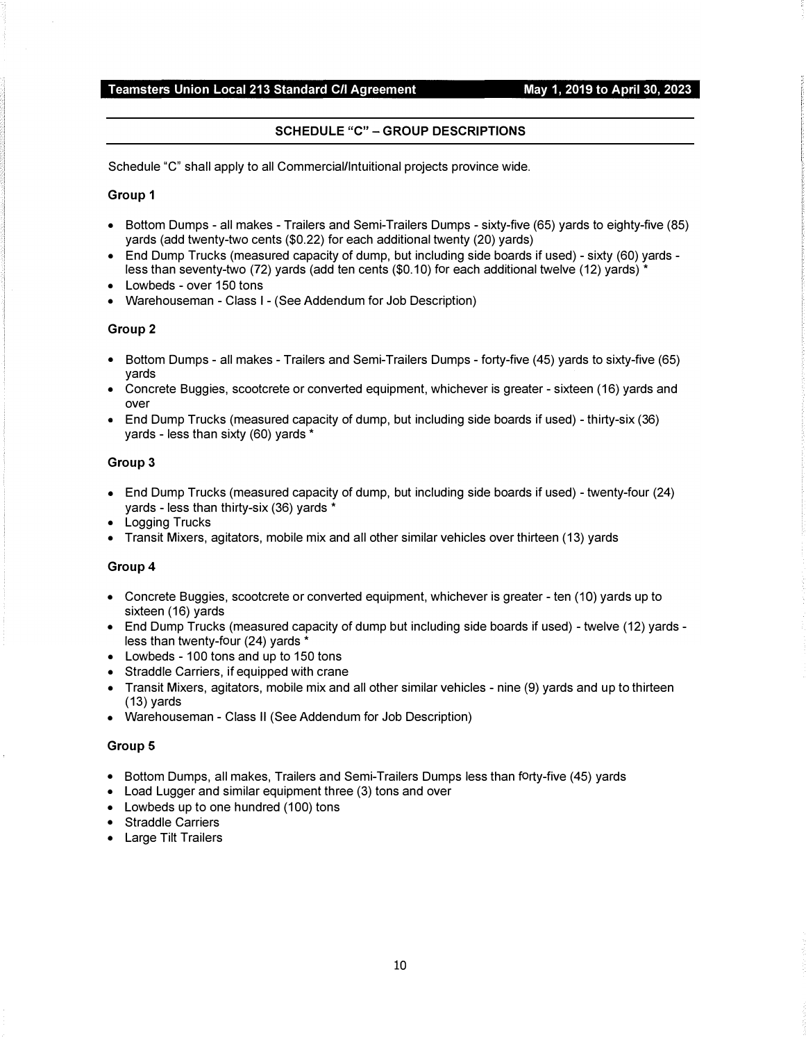## SCHEDULE "C" – GROUP DESCRIPTIONS

Schedule "C" shall apply to all Commercial/Intuitional projects province wide.

**Group 1**

- Bottom Dumps - all makes - Trailers and Semi-Trailers Dumps - sixty-five (65) yards to eighty-five (85) yards (add twenty-two cents ($0.22) for each additional twenty (20) yards)
- End Dump Trucks (measured capacity of dump, but including side boards if used) - sixty (60) yards - less than seventy-two (72) yards (add ten cents ($0.10) for each additional twelve (12) yards) *
- Lowbeds - over 150 tons
- Warehouseman - Class I - (See Addendum for Job Description)

**Group 2**

- Bottom Dumps - all makes - Trailers and Semi-Trailers Dumps - forty-five (45) yards to sixty-five (65) yards
- Concrete Buggies, scootcrete or converted equipment, whichever is greater - sixteen (16) yards and over
- End Dump Trucks (measured capacity of dump, but including side boards if used) - thirty-six (36) yards - less than sixty (60) yards *

**Group 3**

- End Dump Trucks (measured capacity of dump, but including side boards if used) - twenty-four (24) yards - less than thirty-six (36) yards *
- Logging Trucks
- Transit Mixers, agitators, mobile mix and all other similar vehicles over thirteen (13) yards

**Group 4**

- Concrete Buggies, scootcrete or converted equipment, whichever is greater - ten (10) yards up to sixteen (16) yards
- End Dump Trucks (measured capacity of dump but including side boards if used) - twelve (12) yards - less than twenty-four (24) yards *
- Lowbeds - 100 tons and up to 150 tons
- Straddle Carriers, if equipped with crane
- Transit Mixers, agitators, mobile mix and all other similar vehicles - nine (9) yards and up to thirteen (13) yards
- Warehouseman - Class II (See Addendum for Job Description)

**Group 5**

- Bottom Dumps, all makes, Trailers and Semi-Trailers Dumps less than forty-five (45) yards
- Load Lugger and similar equipment three (3) tons and over
- Lowbeds up to one hundred (100) tons
- Straddle Carriers
- Large Tilt Trailers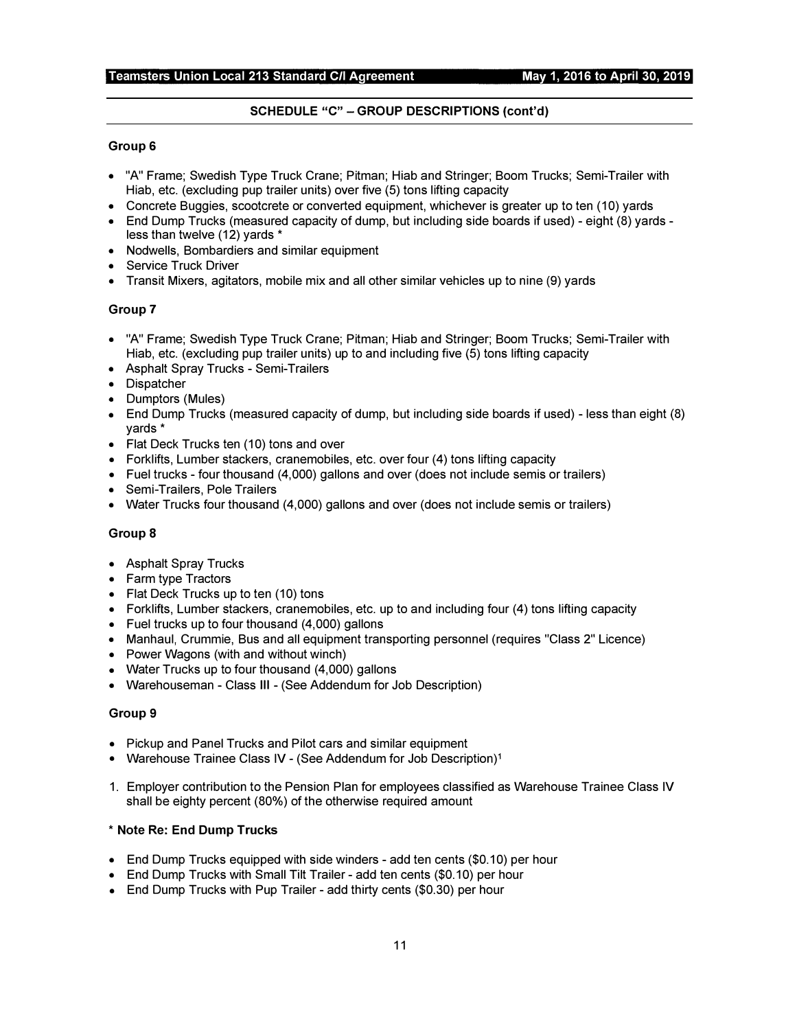## SCHEDULE "C" – GROUP DESCRIPTIONS (cont'd)

### Group 6

- "A" Frame; Swedish Type Truck Crane; Pitman; Hiab and Stringer; Boom Trucks; Semi-Trailer with Hiab, etc. (excluding pup trailer units) over five (5) tons lifting capacity
- Concrete Buggies, scootcrete or converted equipment, whichever is greater up to ten (10) yards
- End Dump Trucks (measured capacity of dump, but including side boards if used) - eight (8) yards - less than twelve (12) yards *
- Nodwells, Bombardiers and similar equipment
- Service Truck Driver
- Transit Mixers, agitators, mobile mix and all other similar vehicles up to nine (9) yards

### Group 7

- "A" Frame; Swedish Type Truck Crane; Pitman; Hiab and Stringer; Boom Trucks; Semi-Trailer with Hiab, etc. (excluding pup trailer units) up to and including five (5) tons lifting capacity
- Asphalt Spray Trucks - Semi-Trailers
- Dispatcher
- Dumptors (Mules)
- End Dump Trucks (measured capacity of dump, but including side boards if used) - less than eight (8) yards *
- Flat Deck Trucks ten (10) tons and over
- Forklifts, Lumber stackers, cranemobiles, etc. over four (4) tons lifting capacity
- Fuel trucks - four thousand (4,000) gallons and over (does not include semis or trailers)
- Semi-Trailers, Pole Trailers
- Water Trucks four thousand (4,000) gallons and over (does not include semis or trailers)

### Group 8

- Asphalt Spray Trucks
- Farm type Tractors
- Flat Deck Trucks up to ten (10) tons
- Forklifts, Lumber stackers, cranemobiles, etc. up to and including four (4) tons lifting capacity
- Fuel trucks up to four thousand (4,000) gallons
- Manhaul, Crummie, Bus and all equipment transporting personnel (requires "Class 2" Licence)
- Power Wagons (with and without winch)
- Water Trucks up to four thousand (4,000) gallons
- Warehouseman - Class III - (See Addendum for Job Description)

### Group 9

- Pickup and Panel Trucks and Pilot cars and similar equipment
- Warehouse Trainee Class IV - (See Addendum for Job Description)[1]

1. Employer contribution to the Pension Plan for employees classified as Warehouse Trainee Class IV shall be eighty percent (80%) of the otherwise required amount

### * Note Re: End Dump Trucks

- End Dump Trucks equipped with side winders - add ten cents ($0.10) per hour
- End Dump Trucks with Small Tilt Trailer - add ten cents ($0.10) per hour
- End Dump Trucks with Pup Trailer - add thirty cents ($0.30) per hour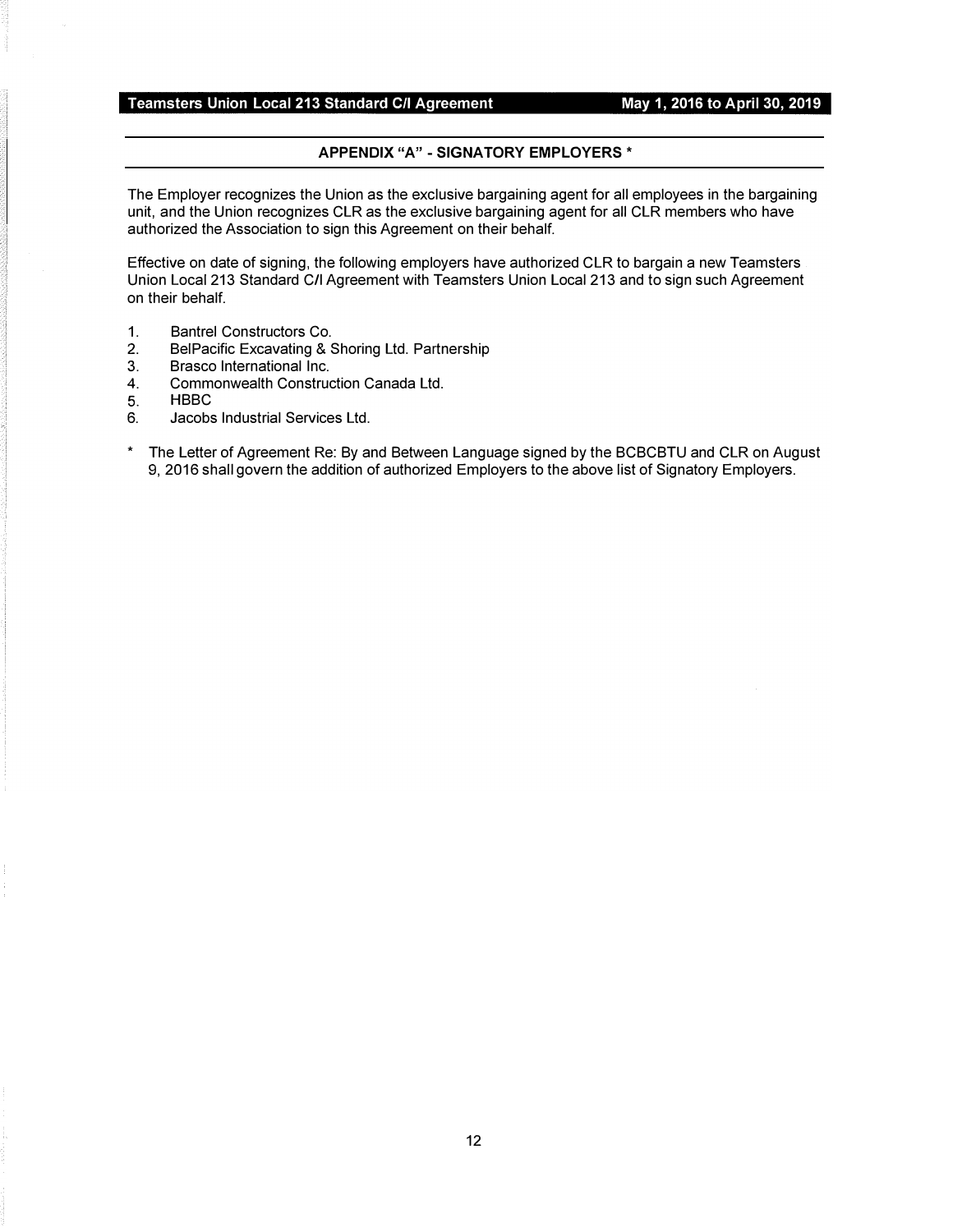## APPENDIX "A" - SIGNATORY EMPLOYERS *

The Employer recognizes the Union as the exclusive bargaining agent for all employees in the bargaining unit, and the Union recognizes CLR as the exclusive bargaining agent for all CLR members who have authorized the Association to sign this Agreement on their behalf.

Effective on date of signing, the following employers have authorized CLR to bargain a new Teamsters Union Local 213 Standard C/I Agreement with Teamsters Union Local 213 and to sign such Agreement on their behalf.

1. Bantrel Constructors Co.
2. BelPacific Excavating & Shoring Ltd. Partnership
3. Brasco International Inc.
4. Commonwealth Construction Canada Ltd.
5. HBBC
6. Jacobs Industrial Services Ltd.

\* The Letter of Agreement Re: By and Between Language signed by the BCBCBTU and CLR on August 9, 2016 shall govern the addition of authorized Employers to the above list of Signatory Employers.